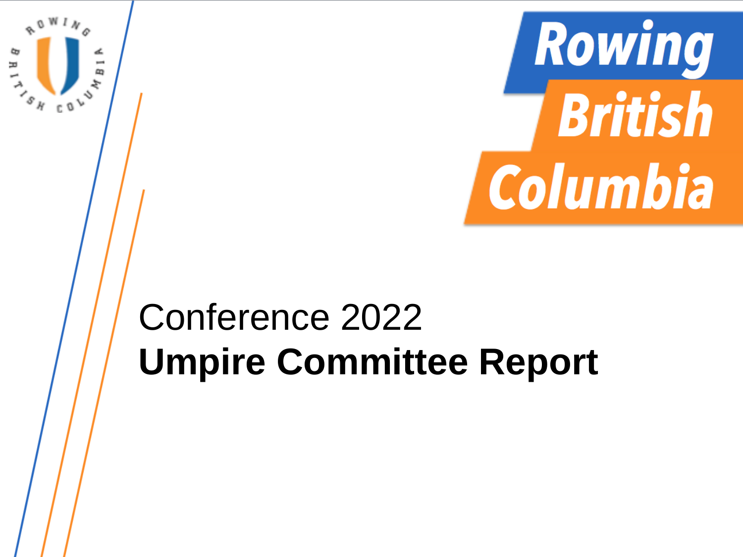# Rowing British Columbia

Conference 2022

**Umpire Committee Report**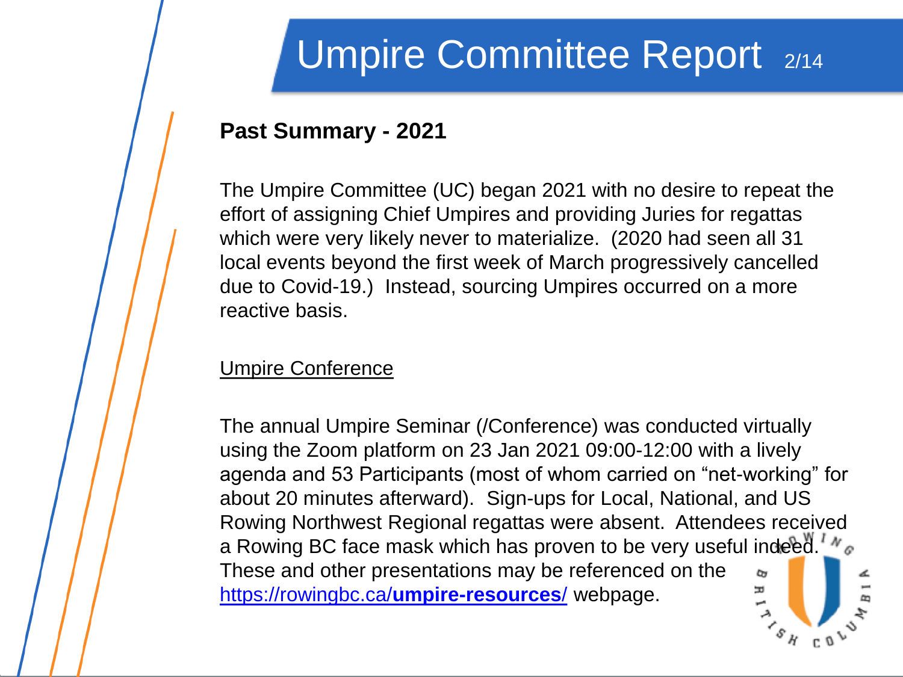# Umpire Committee Report

**Past Summary - 2021**

The Umpire Committee (UC) began 2021 with no desire to repeat the effort of assigning Chief Umpires and providing Juries for regattas which were very likely never to materialize. (2020 had seen all 31 local events beyond the first week of March progressively cancelled due to Covid-19.) Instead, sourcing Umpires occurred on a more reactive basis.

Umpire Conference

The annual Umpire Seminar (/Conference) was conducted virtually using the Zoom platform on 23 Jan 2021 09:00-12:00 with a lively agenda and 53 Participants (most of whom carried on "net-working" for about 20 minutes afterward). Sign-ups for Local, National, and US Rowing Northwest Regional regattas were absent. Attendees received a Rowing BC face mask which has proven to be very useful indeed. These and other presentations may be referenced on the [https://rowingbc.ca/**umpire-resources**/](https://rowingbc.ca/umpire-resources/) webpage.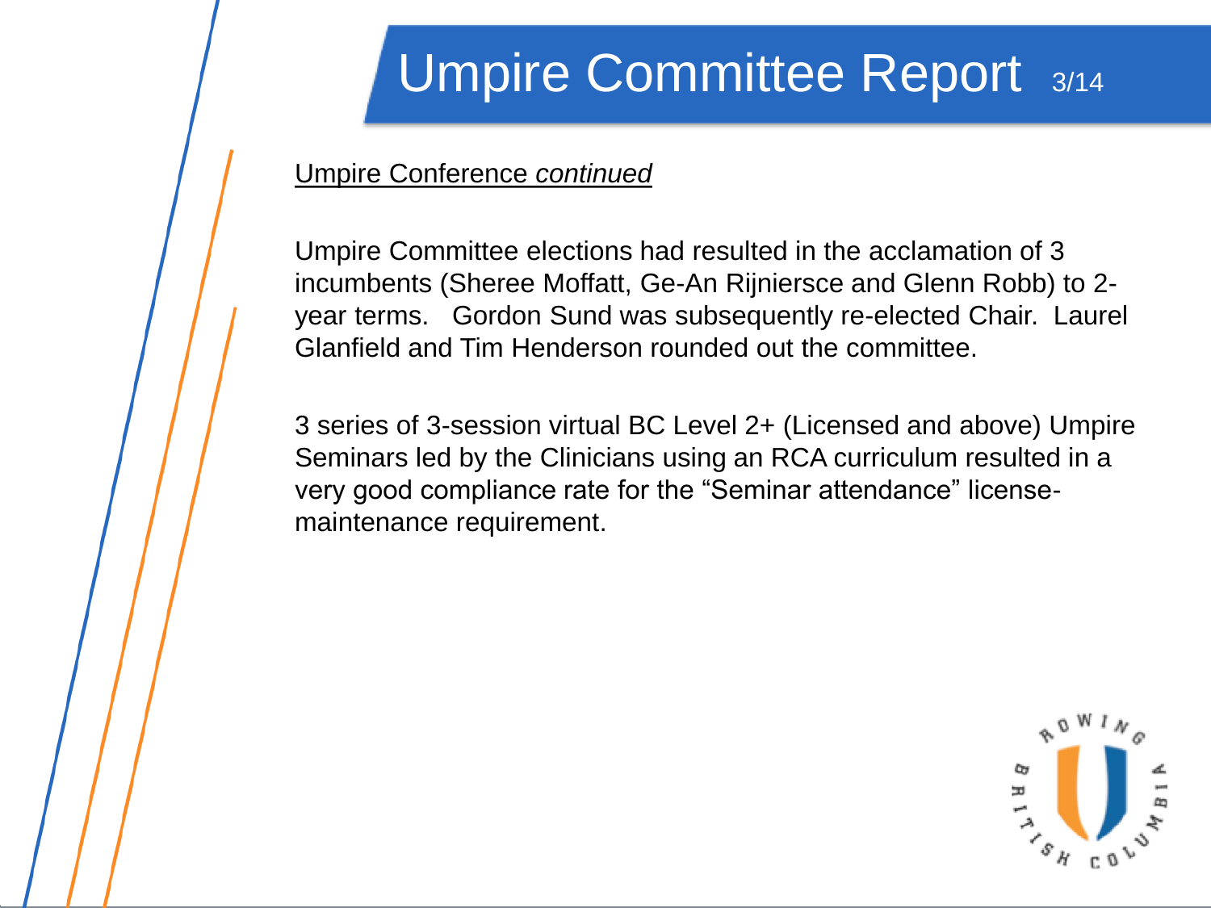# Umpire Committee Report

Umpire Conference *continued*

Umpire Committee elections had resulted in the acclamation of 3 incumbents (Sheree Moffatt, Ge-An Rijniersce and Glenn Robb) to 2-year terms. Gordon Sund was subsequently re-elected Chair. Laurel Glanfield and Tim Henderson rounded out the committee.

3 series of 3-session virtual BC Level 2+ (Licensed and above) Umpire Seminars led by the Clinicians using an RCA curriculum resulted in a very good compliance rate for the "Seminar attendance" license-maintenance requirement.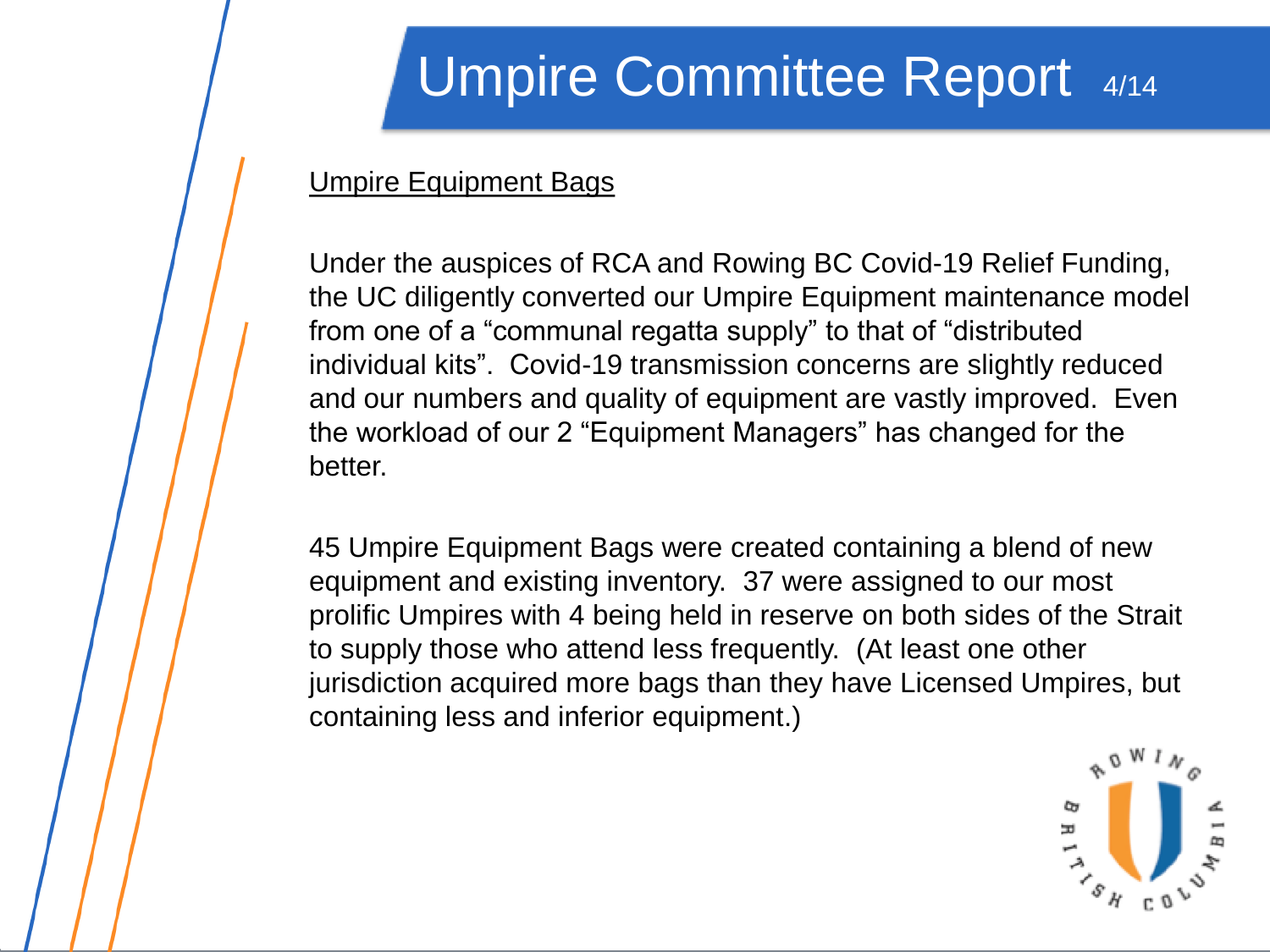# Umpire Committee Report

<u>Umpire Equipment Bags</u>

Under the auspices of RCA and Rowing BC Covid-19 Relief Funding, the UC diligently converted our Umpire Equipment maintenance model from one of a "communal regatta supply" to that of "distributed individual kits". Covid-19 transmission concerns are slightly reduced and our numbers and quality of equipment are vastly improved. Even the workload of our 2 "Equipment Managers" has changed for the better.

45 Umpire Equipment Bags were created containing a blend of new equipment and existing inventory. 37 were assigned to our most prolific Umpires with 4 being held in reserve on both sides of the Strait to supply those who attend less frequently. (At least one other jurisdiction acquired more bags than they have Licensed Umpires, but containing less and inferior equipment.)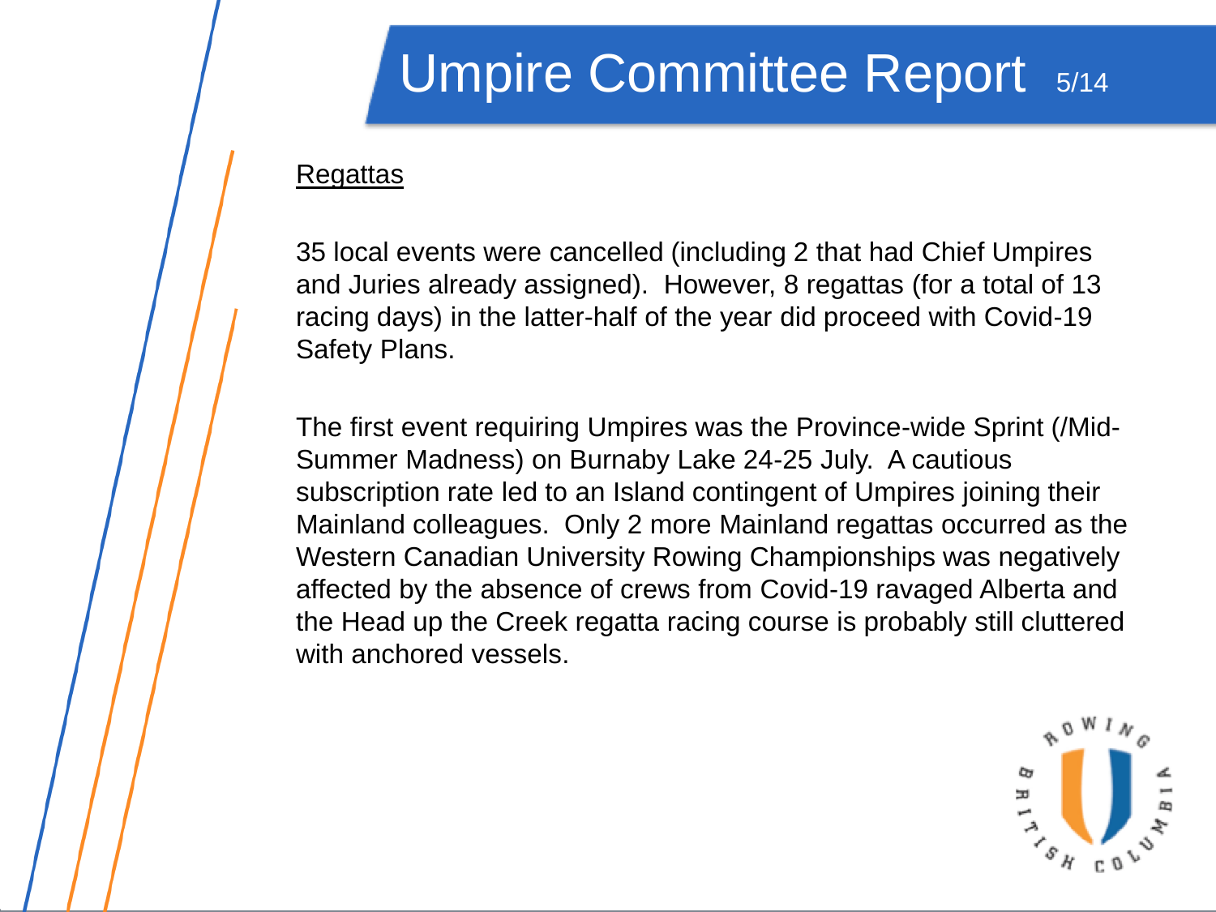# Umpire Committee Report

<u>Regattas</u>

35 local events were cancelled (including 2 that had Chief Umpires and Juries already assigned). However, 8 regattas (for a total of 13 racing days) in the latter-half of the year did proceed with Covid-19 Safety Plans.

The first event requiring Umpires was the Province-wide Sprint (/Mid-Summer Madness) on Burnaby Lake 24-25 July. A cautious subscription rate led to an Island contingent of Umpires joining their Mainland colleagues. Only 2 more Mainland regattas occurred as the Western Canadian University Rowing Championships was negatively affected by the absence of crews from Covid-19 ravaged Alberta and the Head up the Creek regatta racing course is probably still cluttered with anchored vessels.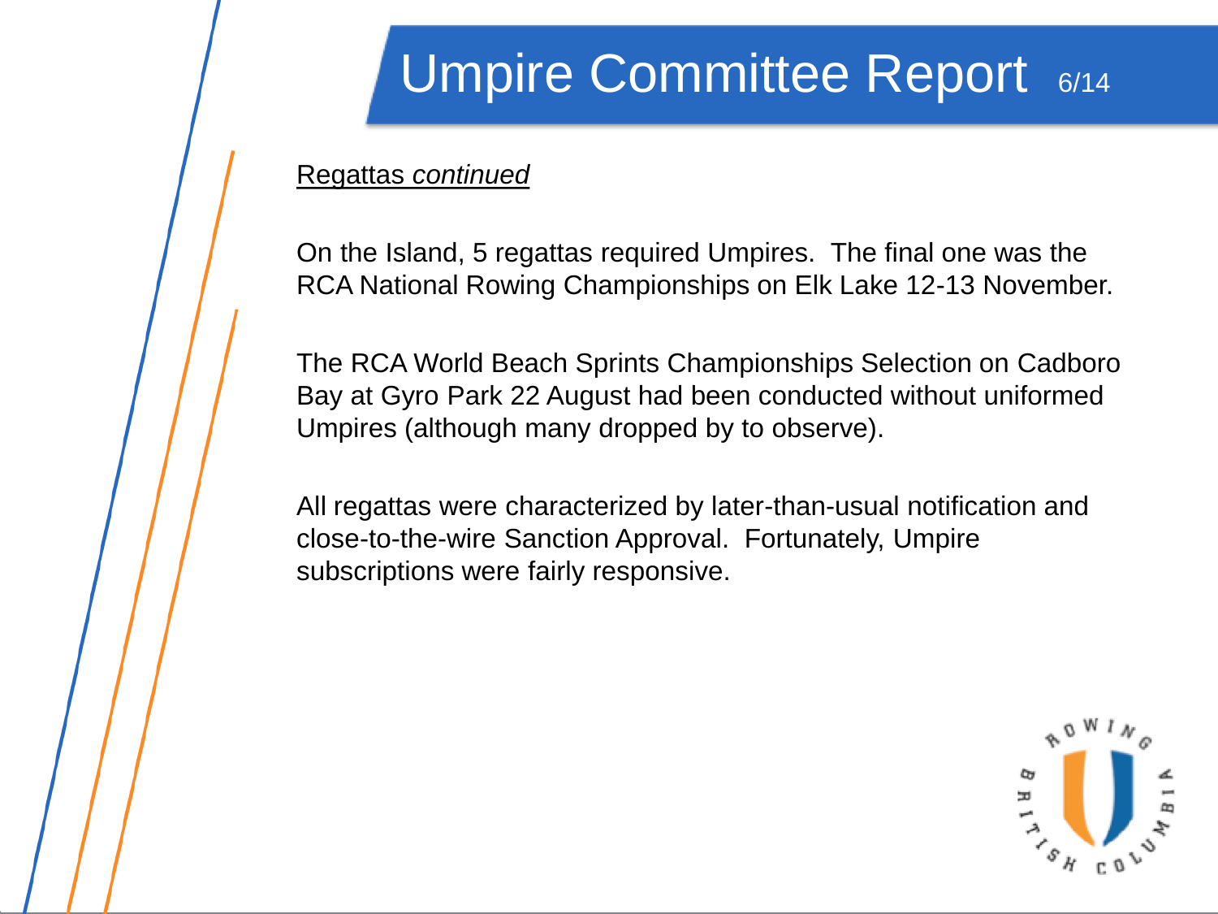# Umpire Committee Report

Regattas *continued*

On the Island, 5 regattas required Umpires. The final one was the RCA National Rowing Championships on Elk Lake 12-13 November.

The RCA World Beach Sprints Championships Selection on Cadboro Bay at Gyro Park 22 August had been conducted without uniformed Umpires (although many dropped by to observe).

All regattas were characterized by later-than-usual notification and close-to-the-wire Sanction Approval. Fortunately, Umpire subscriptions were fairly responsive.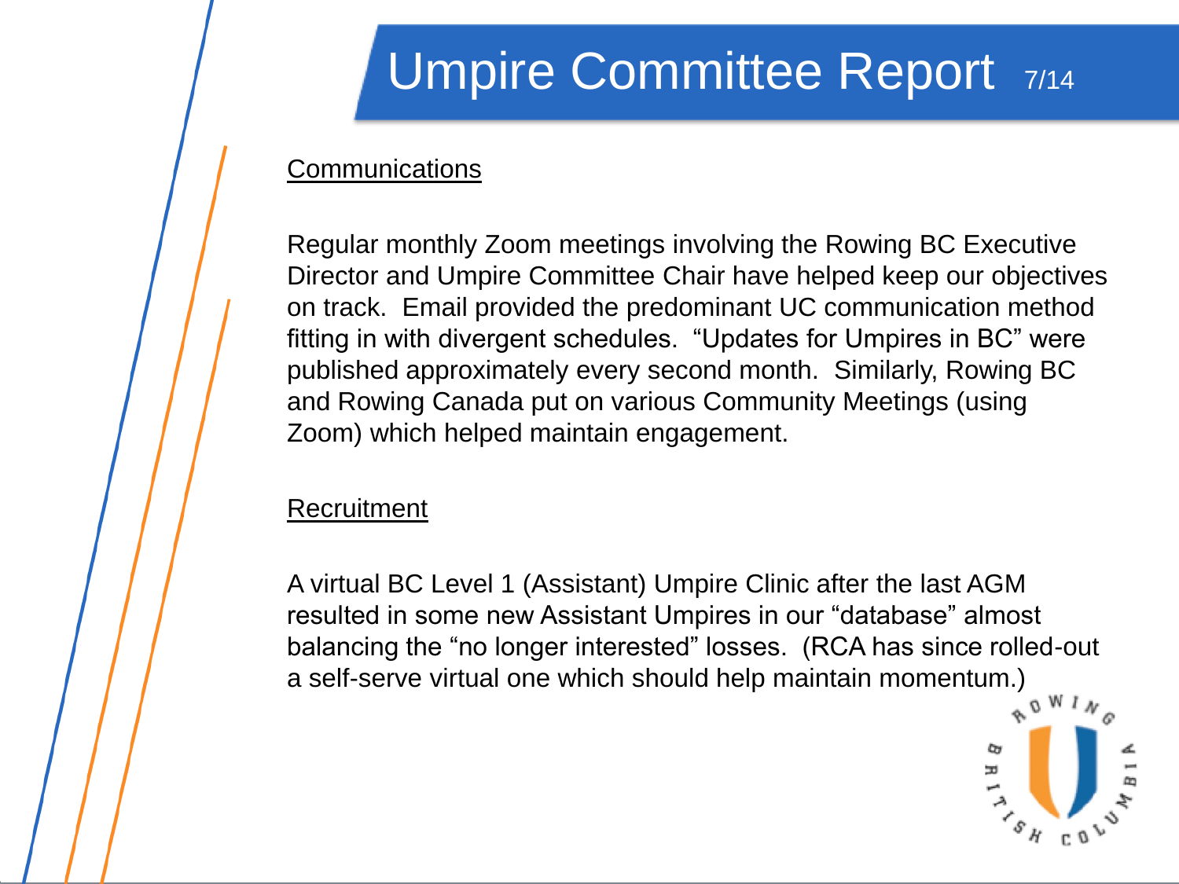# Umpire Committee Report

## Communications

Regular monthly Zoom meetings involving the Rowing BC Executive Director and Umpire Committee Chair have helped keep our objectives on track. Email provided the predominant UC communication method fitting in with divergent schedules. "Updates for Umpires in BC" were published approximately every second month. Similarly, Rowing BC and Rowing Canada put on various Community Meetings (using Zoom) which helped maintain engagement.

## Recruitment

A virtual BC Level 1 (Assistant) Umpire Clinic after the last AGM resulted in some new Assistant Umpires in our "database" almost balancing the "no longer interested" losses. (RCA has since rolled-out a self-serve virtual one which should help maintain momentum.)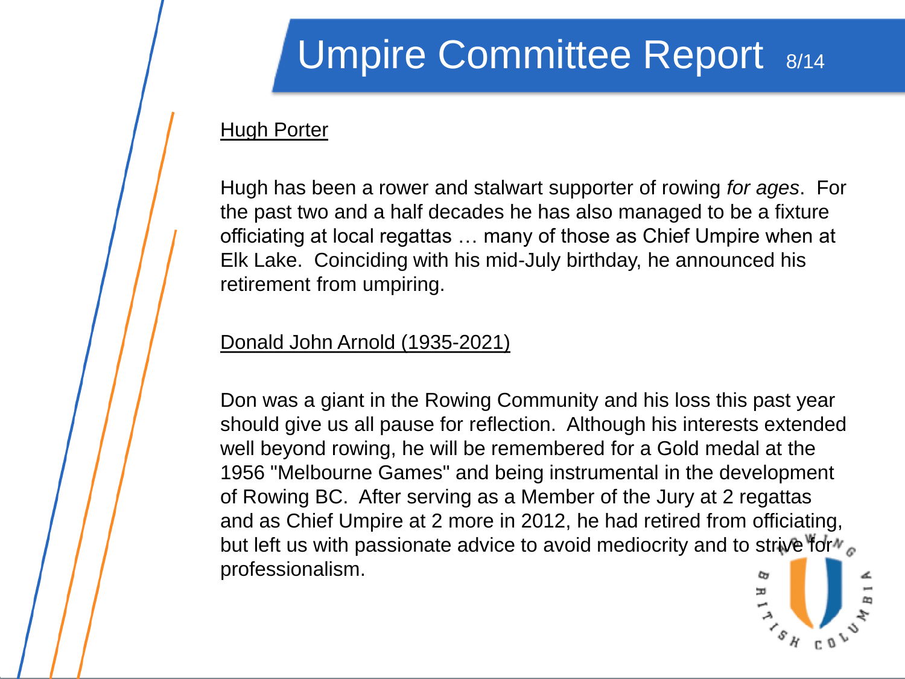# Umpire Committee Report

<u>Hugh Porter</u>

Hugh has been a rower and stalwart supporter of rowing *for ages*. For the past two and a half decades he has also managed to be a fixture officiating at local regattas … many of those as Chief Umpire when at Elk Lake. Coinciding with his mid-July birthday, he announced his retirement from umpiring.

<u>Donald John Arnold (1935-2021)</u>

Don was a giant in the Rowing Community and his loss this past year should give us all pause for reflection. Although his interests extended well beyond rowing, he will be remembered for a Gold medal at the 1956 "Melbourne Games" and being instrumental in the development of Rowing BC. After serving as a Member of the Jury at 2 regattas and as Chief Umpire at 2 more in 2012, he had retired from officiating, but left us with passionate advice to avoid mediocrity and to strive for professionalism.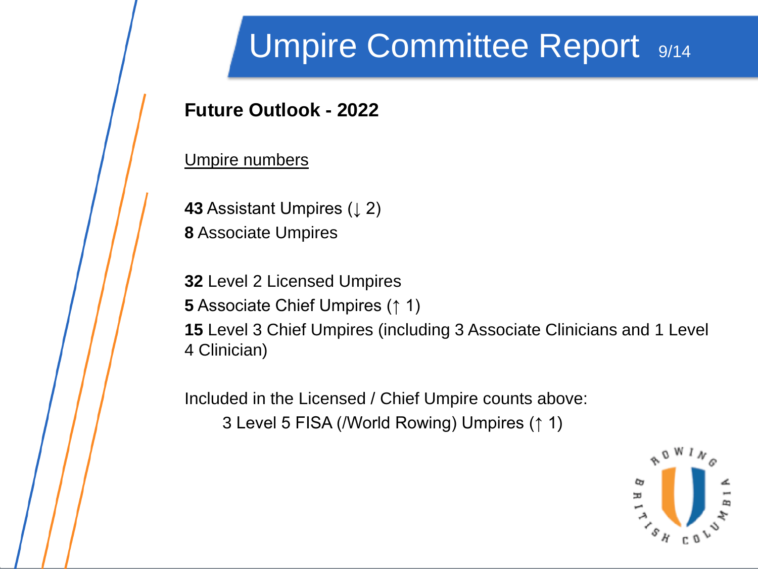# Umpire Committee Report

**Future Outlook - 2022**

<u>Umpire numbers</u>

**43** Assistant Umpires (↓ 2)
**8** Associate Umpires

**32** Level 2 Licensed Umpires
**5** Associate Chief Umpires (↑ 1)
**15** Level 3 Chief Umpires (including 3 Associate Clinicians and 1 Level 4 Clinician)

Included in the Licensed / Chief Umpire counts above:

- 3 Level 5 FISA (/World Rowing) Umpires (↑ 1)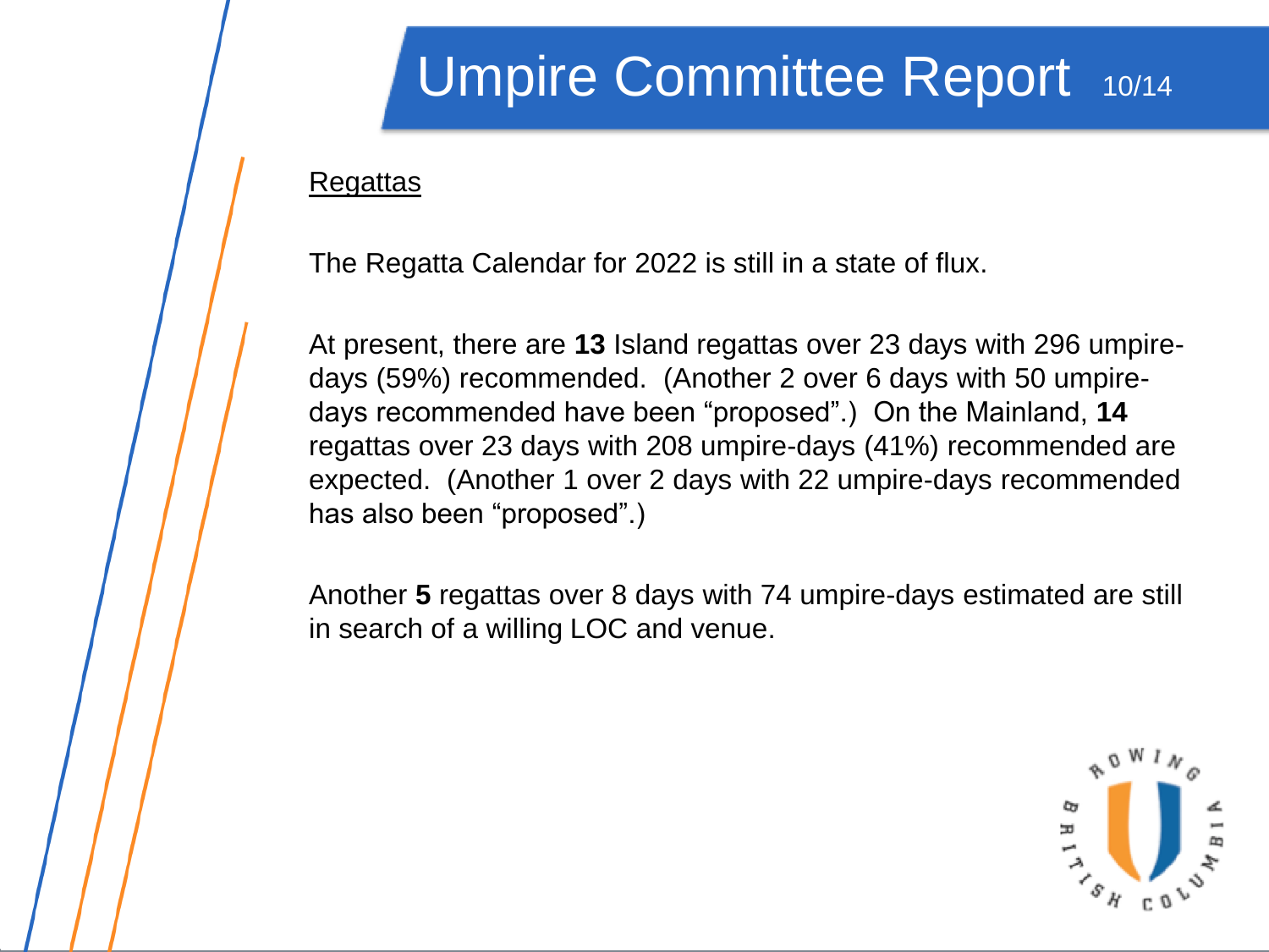# Umpire Committee Report

Regattas

The Regatta Calendar for 2022 is still in a state of flux.

At present, there are **13** Island regattas over 23 days with 296 umpire-days (59%) recommended. (Another 2 over 6 days with 50 umpire-days recommended have been "proposed".) On the Mainland, **14** regattas over 23 days with 208 umpire-days (41%) recommended are expected. (Another 1 over 2 days with 22 umpire-days recommended has also been "proposed".)

Another **5** regattas over 8 days with 74 umpire-days estimated are still in search of a willing LOC and venue.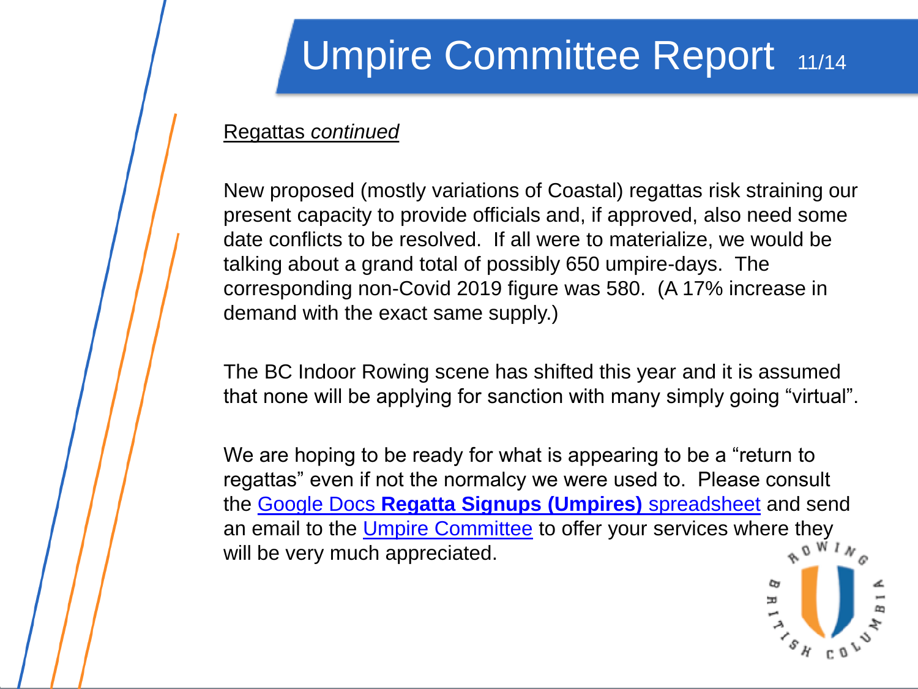# Umpire Committee Report

Regattas *continued*

New proposed (mostly variations of Coastal) regattas risk straining our present capacity to provide officials and, if approved, also need some date conflicts to be resolved. If all were to materialize, we would be talking about a grand total of possibly 650 umpire-days. The corresponding non-Covid 2019 figure was 580. (A 17% increase in demand with the exact same supply.)

The BC Indoor Rowing scene has shifted this year and it is assumed that none will be applying for sanction with many simply going "virtual".

We are hoping to be ready for what is appearing to be a "return to regattas" even if not the normalcy we were used to. Please consult the Google Docs **Regatta Signups (Umpires)** spreadsheet and send an email to the Umpire Committee to offer your services where they will be very much appreciated.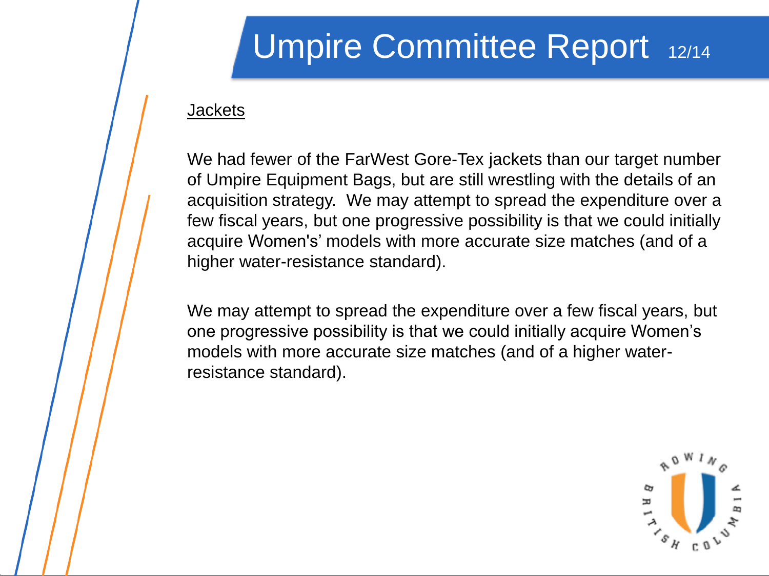# Umpire Committee Report

## Jackets

We had fewer of the FarWest Gore-Tex jackets than our target number of Umpire Equipment Bags, but are still wrestling with the details of an acquisition strategy.  We may attempt to spread the expenditure over a few fiscal years, but one progressive possibility is that we could initially acquire Women's' models with more accurate size matches (and of a higher water-resistance standard).

We may attempt to spread the expenditure over a few fiscal years, but one progressive possibility is that we could initially acquire Women's models with more accurate size matches (and of a higher water-resistance standard).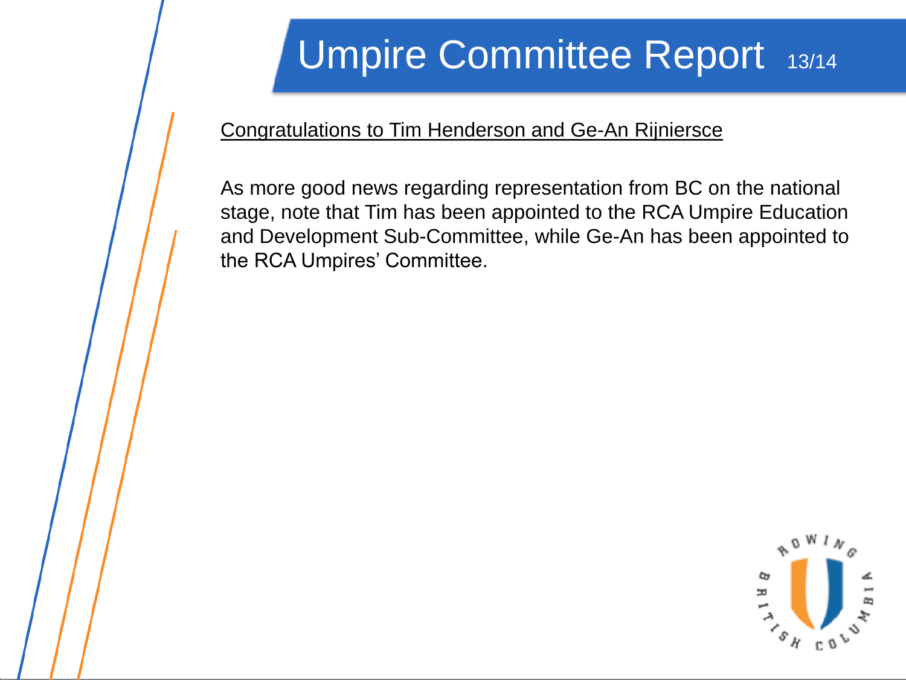# Umpire Committee Report

Congratulations to Tim Henderson and Ge-An Rijniersce

As more good news regarding representation from BC on the national stage, note that Tim has been appointed to the RCA Umpire Education and Development Sub-Committee, while Ge-An has been appointed to the RCA Umpires' Committee.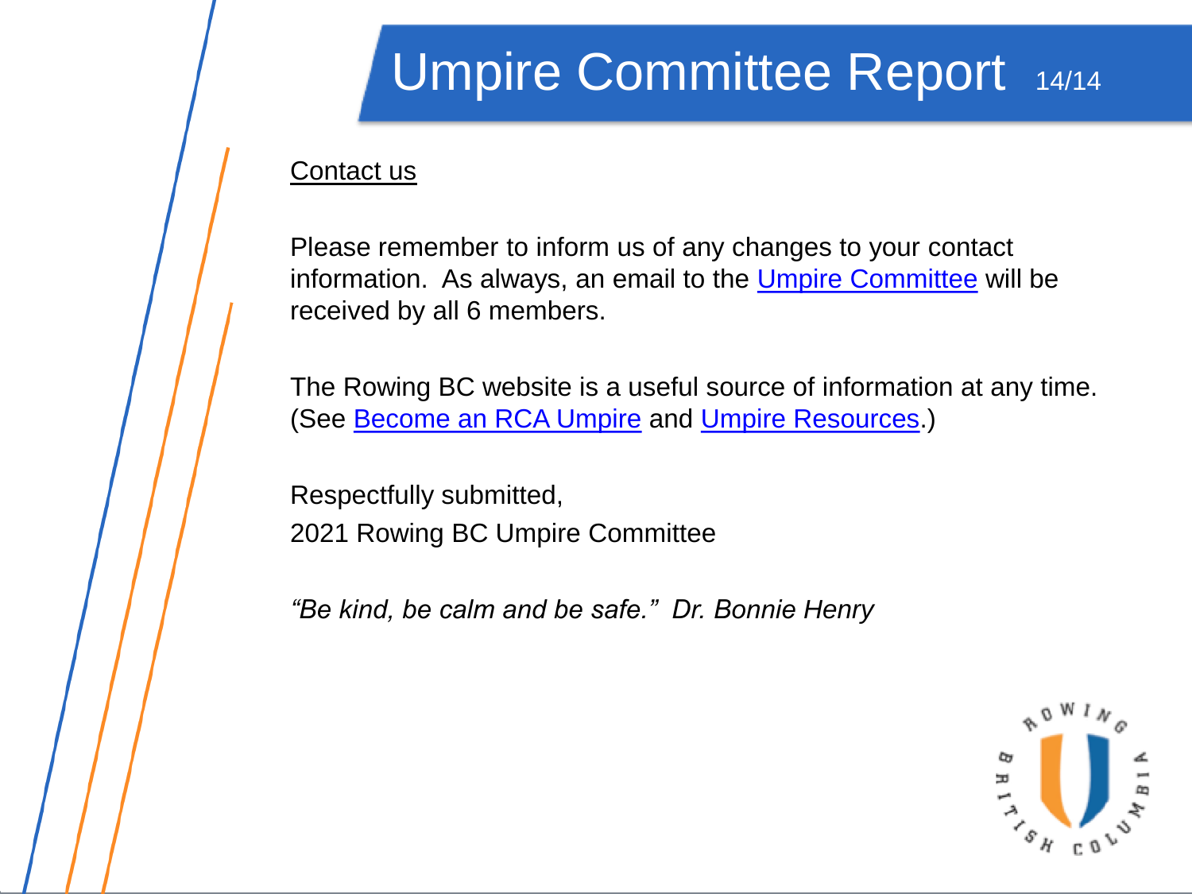# Umpire Committee Report

Contact us

Please remember to inform us of any changes to your contact information.  As always, an email to the Umpire Committee will be received by all 6 members.

The Rowing BC website is a useful source of information at any time. (See Become an RCA Umpire and Umpire Resources.)

Respectfully submitted,

2021 Rowing BC Umpire Committee

*"Be kind, be calm and be safe."  Dr. Bonnie Henry*